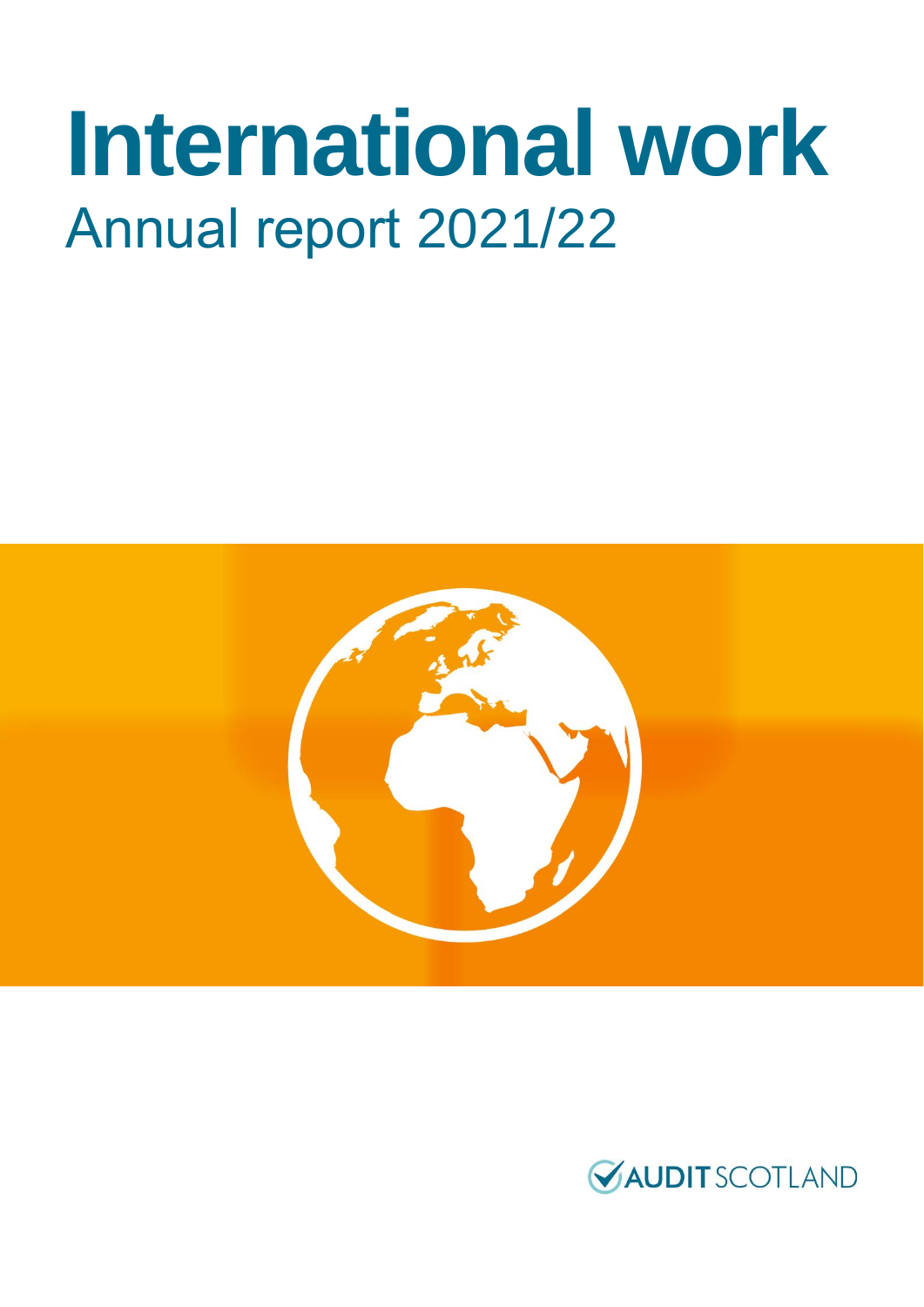# International work

Annual report 2021/22

AUDIT SCOTLAND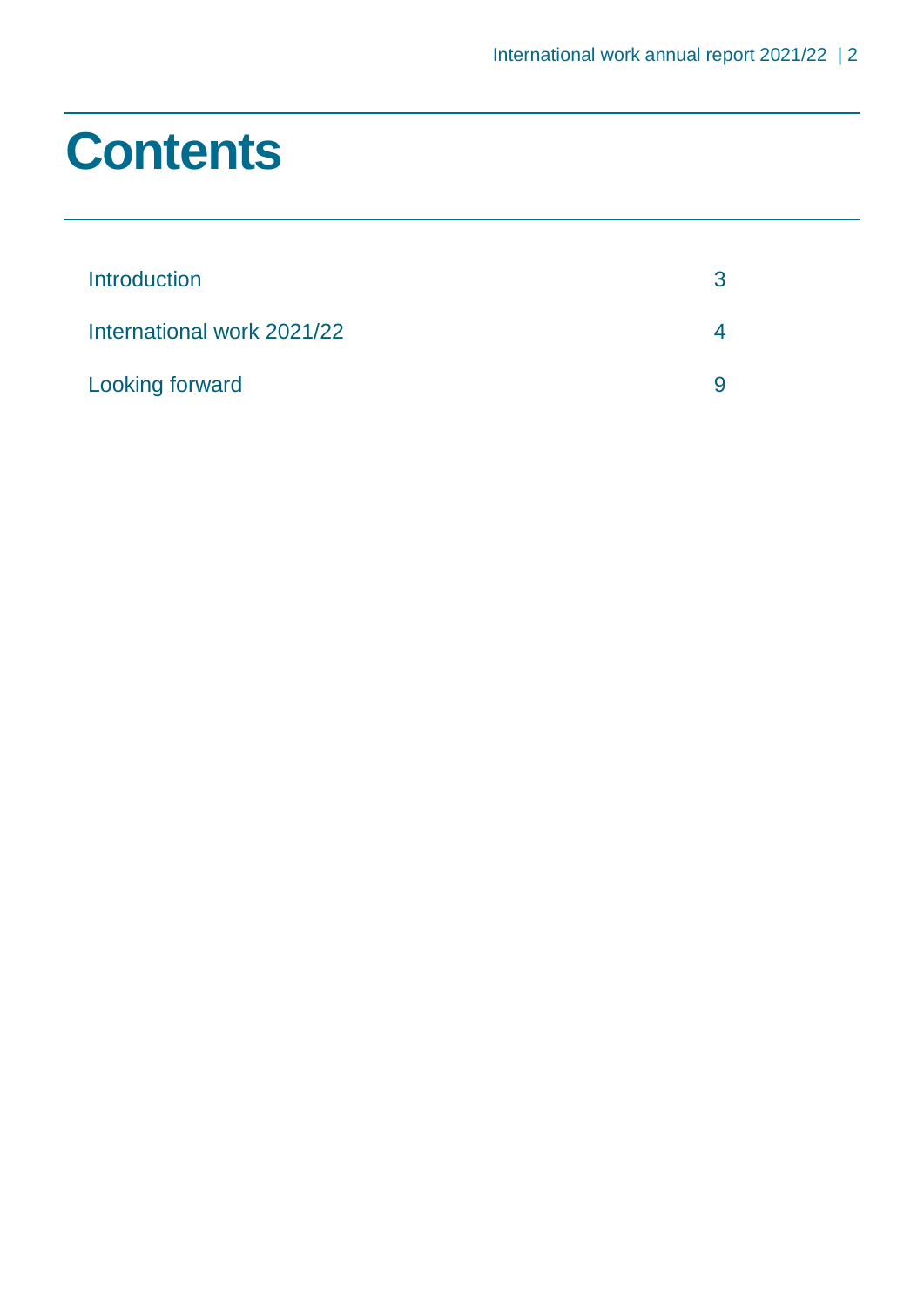# Contents

| | |
|---|---|
| Introduction | 3 |
| International work 2021/22 | 4 |
| Looking forward | 9 |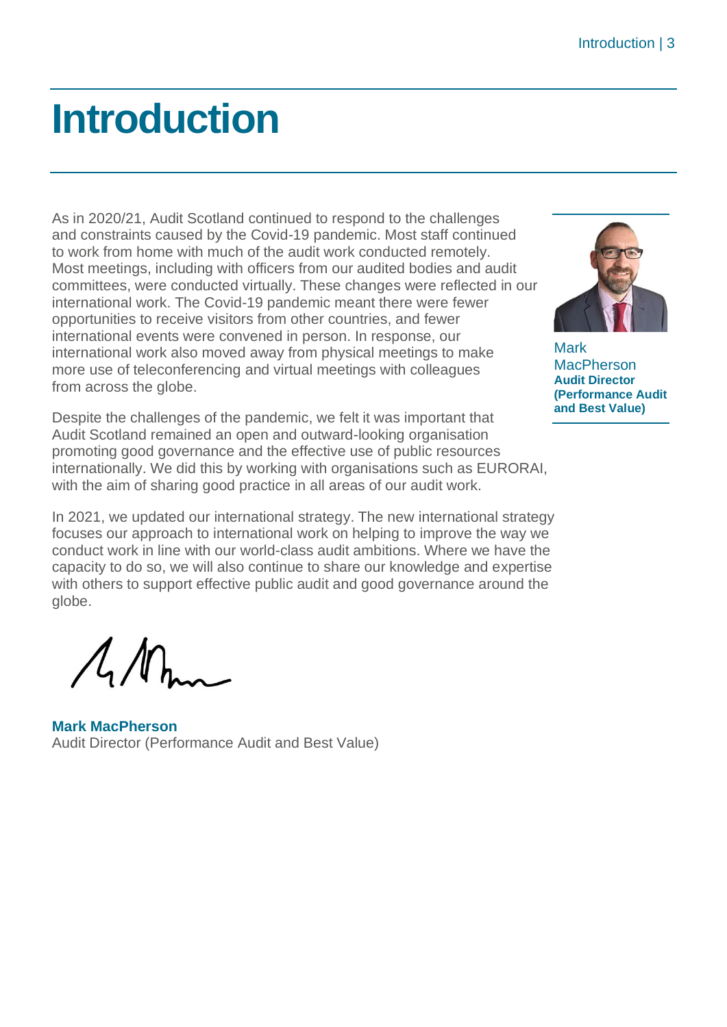# Introduction

As in 2020/21, Audit Scotland continued to respond to the challenges and constraints caused by the Covid-19 pandemic. Most staff continued to work from home with much of the audit work conducted remotely. Most meetings, including with officers from our audited bodies and audit committees, were conducted virtually. These changes were reflected in our international work. The Covid-19 pandemic meant there were fewer opportunities to receive visitors from other countries, and fewer international events were convened in person. In response, our international work also moved away from physical meetings to make more use of teleconferencing and virtual meetings with colleagues from across the globe.

Mark MacPherson
**Audit Director (Performance Audit and Best Value)**

Despite the challenges of the pandemic, we felt it was important that Audit Scotland remained an open and outward-looking organisation promoting good governance and the effective use of public resources internationally. We did this by working with organisations such as EURORAI, with the aim of sharing good practice in all areas of our audit work.

In 2021, we updated our international strategy. The new international strategy focuses our approach to international work on helping to improve the way we conduct work in line with our world-class audit ambitions. Where we have the capacity to do so, we will also continue to share our knowledge and expertise with others to support effective public audit and good governance around the globe.

**Mark MacPherson**
Audit Director (Performance Audit and Best Value)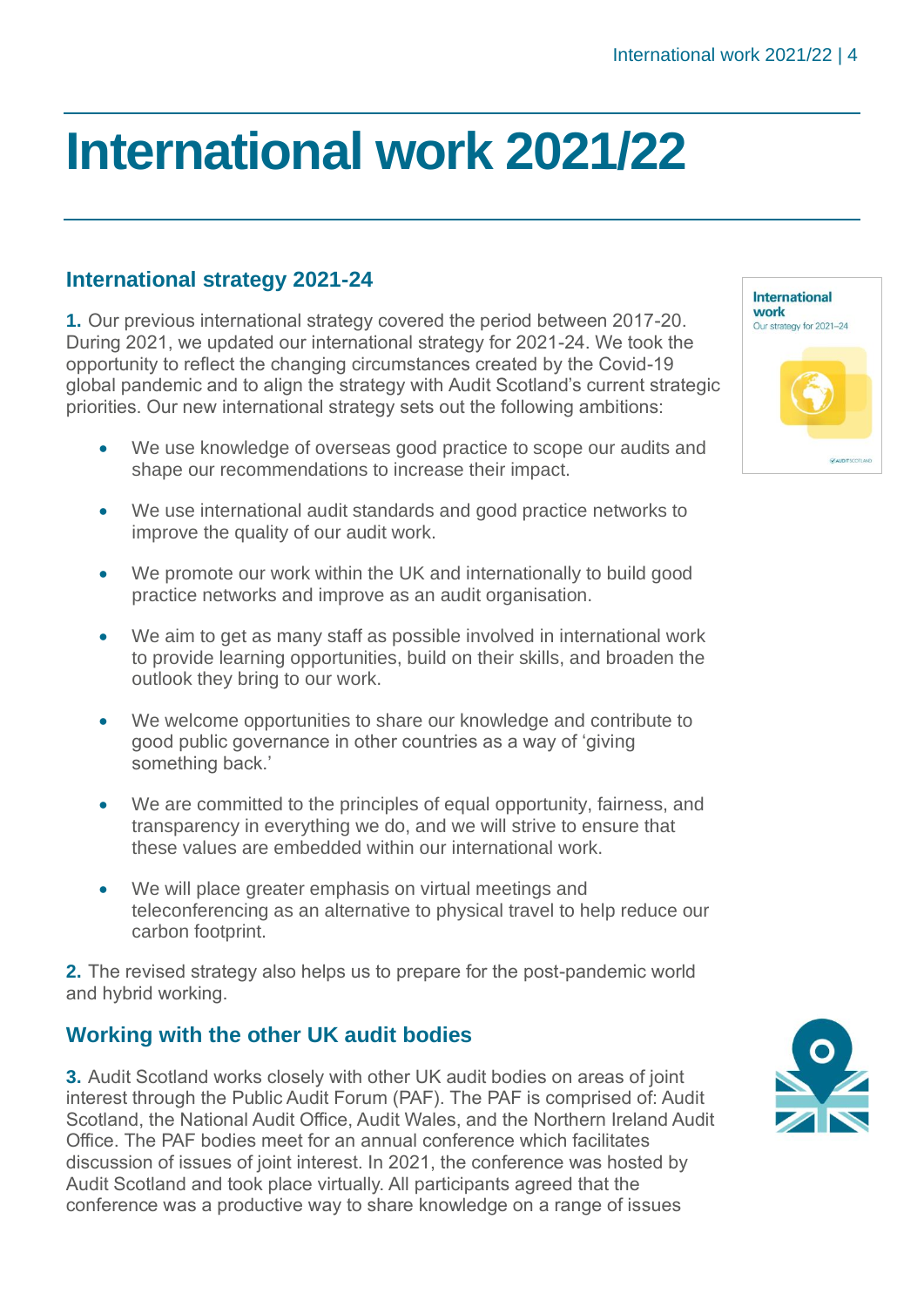# International work 2021/22

## International strategy 2021-24

**1.** Our previous international strategy covered the period between 2017-20. During 2021, we updated our international strategy for 2021-24. We took the opportunity to reflect the changing circumstances created by the Covid-19 global pandemic and to align the strategy with Audit Scotland's current strategic priorities. Our new international strategy sets out the following ambitions:

- We use knowledge of overseas good practice to scope our audits and shape our recommendations to increase their impact.
- We use international audit standards and good practice networks to improve the quality of our audit work.
- We promote our work within the UK and internationally to build good practice networks and improve as an audit organisation.
- We aim to get as many staff as possible involved in international work to provide learning opportunities, build on their skills, and broaden the outlook they bring to our work.
- We welcome opportunities to share our knowledge and contribute to good public governance in other countries as a way of 'giving something back.'
- We are committed to the principles of equal opportunity, fairness, and transparency in everything we do, and we will strive to ensure that these values are embedded within our international work.
- We will place greater emphasis on virtual meetings and teleconferencing as an alternative to physical travel to help reduce our carbon footprint.

**2.** The revised strategy also helps us to prepare for the post-pandemic world and hybrid working.

## Working with the other UK audit bodies

**3.** Audit Scotland works closely with other UK audit bodies on areas of joint interest through the Public Audit Forum (PAF). The PAF is comprised of: Audit Scotland, the National Audit Office, Audit Wales, and the Northern Ireland Audit Office. The PAF bodies meet for an annual conference which facilitates discussion of issues of joint interest. In 2021, the conference was hosted by Audit Scotland and took place virtually. All participants agreed that the conference was a productive way to share knowledge on a range of issues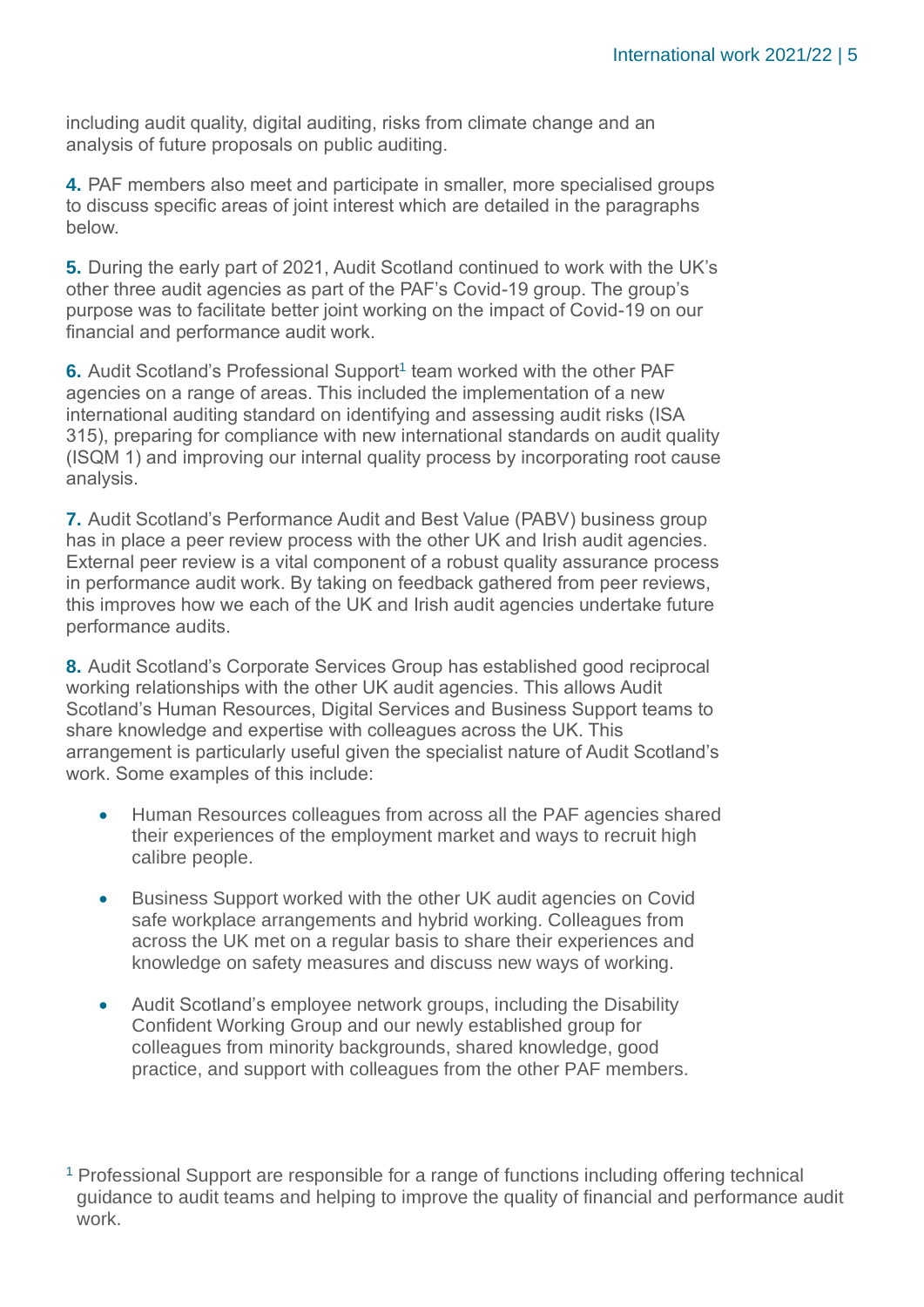including audit quality, digital auditing, risks from climate change and an analysis of future proposals on public auditing.

**4.** PAF members also meet and participate in smaller, more specialised groups to discuss specific areas of joint interest which are detailed in the paragraphs below.

**5.** During the early part of 2021, Audit Scotland continued to work with the UK's other three audit agencies as part of the PAF's Covid-19 group. The group's purpose was to facilitate better joint working on the impact of Covid-19 on our financial and performance audit work.

**6.** Audit Scotland's Professional Support[1] team worked with the other PAF agencies on a range of areas. This included the implementation of a new international auditing standard on identifying and assessing audit risks (ISA 315), preparing for compliance with new international standards on audit quality (ISQM 1) and improving our internal quality process by incorporating root cause analysis.

**7.** Audit Scotland's Performance Audit and Best Value (PABV) business group has in place a peer review process with the other UK and Irish audit agencies. External peer review is a vital component of a robust quality assurance process in performance audit work. By taking on feedback gathered from peer reviews, this improves how we each of the UK and Irish audit agencies undertake future performance audits.

**8.** Audit Scotland's Corporate Services Group has established good reciprocal working relationships with the other UK audit agencies. This allows Audit Scotland's Human Resources, Digital Services and Business Support teams to share knowledge and expertise with colleagues across the UK. This arrangement is particularly useful given the specialist nature of Audit Scotland's work. Some examples of this include:

- Human Resources colleagues from across all the PAF agencies shared their experiences of the employment market and ways to recruit high calibre people.
- Business Support worked with the other UK audit agencies on Covid safe workplace arrangements and hybrid working. Colleagues from across the UK met on a regular basis to share their experiences and knowledge on safety measures and discuss new ways of working.
- Audit Scotland's employee network groups, including the Disability Confident Working Group and our newly established group for colleagues from minority backgrounds, shared knowledge, good practice, and support with colleagues from the other PAF members.

[1] Professional Support are responsible for a range of functions including offering technical guidance to audit teams and helping to improve the quality of financial and performance audit work.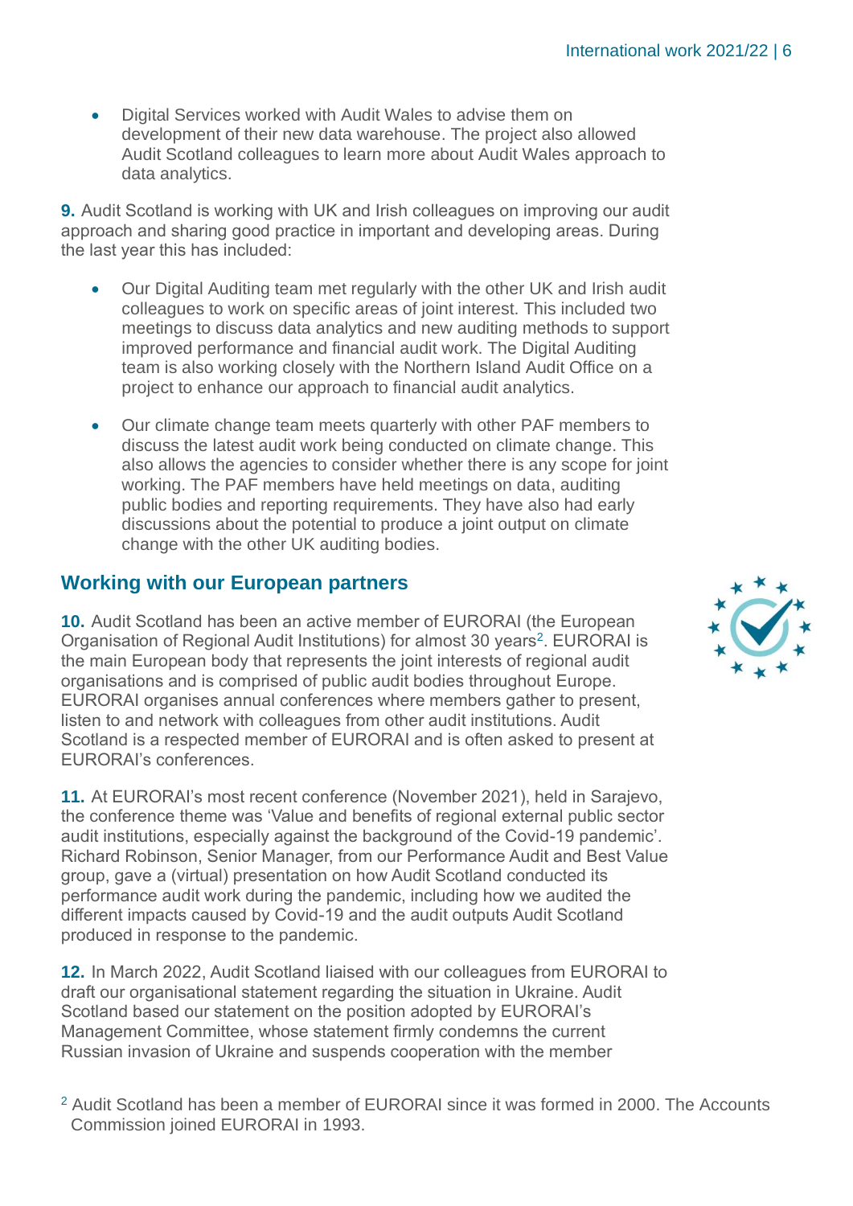- Digital Services worked with Audit Wales to advise them on development of their new data warehouse. The project also allowed Audit Scotland colleagues to learn more about Audit Wales approach to data analytics.

**9.** Audit Scotland is working with UK and Irish colleagues on improving our audit approach and sharing good practice in important and developing areas. During the last year this has included:

- Our Digital Auditing team met regularly with the other UK and Irish audit colleagues to work on specific areas of joint interest. This included two meetings to discuss data analytics and new auditing methods to support improved performance and financial audit work. The Digital Auditing team is also working closely with the Northern Island Audit Office on a project to enhance our approach to financial audit analytics.
- Our climate change team meets quarterly with other PAF members to discuss the latest audit work being conducted on climate change. This also allows the agencies to consider whether there is any scope for joint working. The PAF members have held meetings on data, auditing public bodies and reporting requirements. They have also had early discussions about the potential to produce a joint output on climate change with the other UK auditing bodies.

## Working with our European partners

**10.** Audit Scotland has been an active member of EURORAI (the European Organisation of Regional Audit Institutions) for almost 30 years[2]. EURORAI is the main European body that represents the joint interests of regional audit organisations and is comprised of public audit bodies throughout Europe. EURORAI organises annual conferences where members gather to present, listen to and network with colleagues from other audit institutions. Audit Scotland is a respected member of EURORAI and is often asked to present at EURORAI's conferences.

**11.** At EURORAI's most recent conference (November 2021), held in Sarajevo, the conference theme was 'Value and benefits of regional external public sector audit institutions, especially against the background of the Covid-19 pandemic'. Richard Robinson, Senior Manager, from our Performance Audit and Best Value group, gave a (virtual) presentation on how Audit Scotland conducted its performance audit work during the pandemic, including how we audited the different impacts caused by Covid-19 and the audit outputs Audit Scotland produced in response to the pandemic.

**12.** In March 2022, Audit Scotland liaised with our colleagues from EURORAI to draft our organisational statement regarding the situation in Ukraine. Audit Scotland based our statement on the position adopted by EURORAI's Management Committee, whose statement firmly condemns the current Russian invasion of Ukraine and suspends cooperation with the member

[2] Audit Scotland has been a member of EURORAI since it was formed in 2000. The Accounts Commission joined EURORAI in 1993.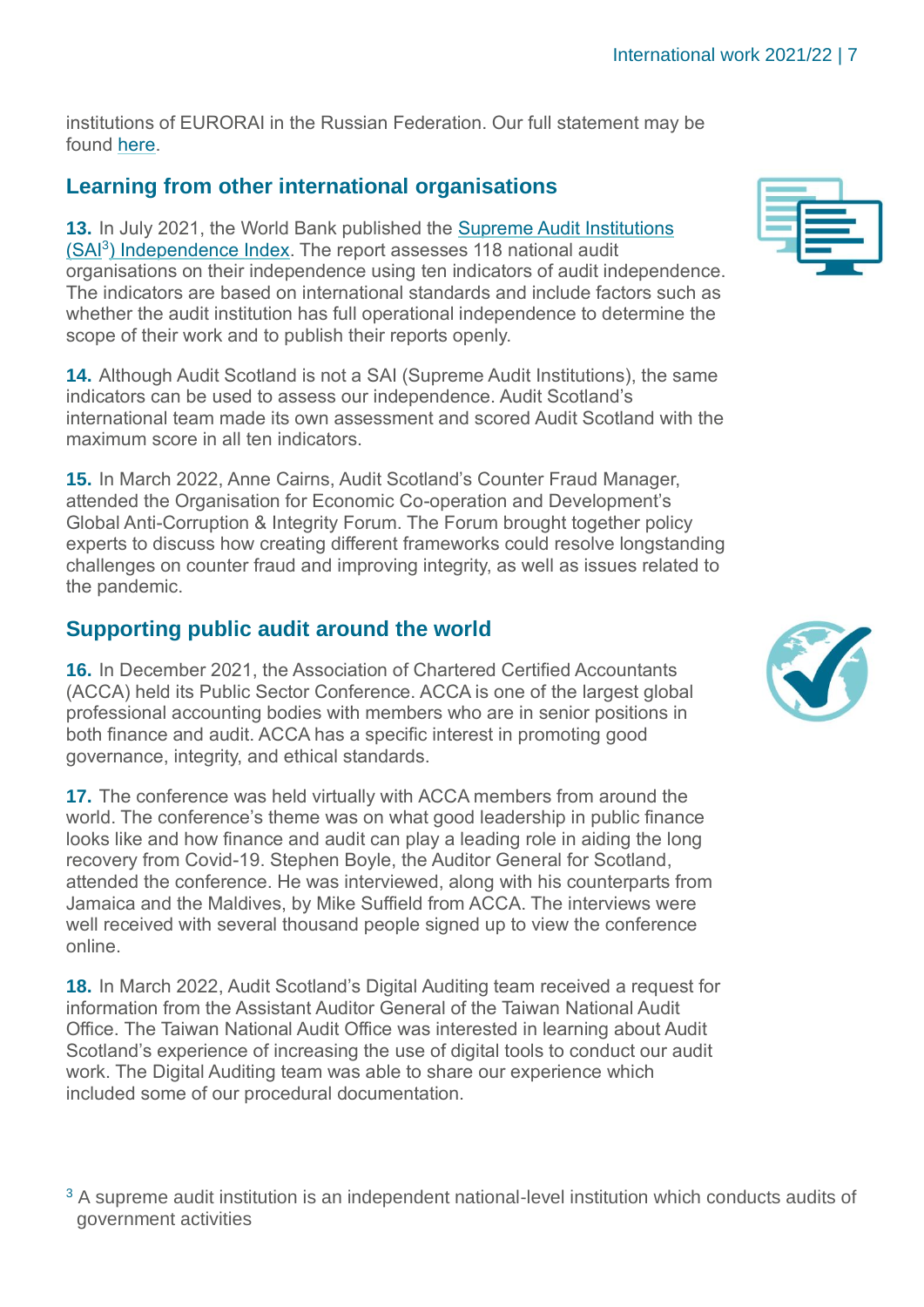institutions of EURORAI in the Russian Federation. Our full statement may be found here.

## Learning from other international organisations

**13.** In July 2021, the World Bank published the Supreme Audit Institutions (SAI[3]) Independence Index. The report assesses 118 national audit organisations on their independence using ten indicators of audit independence. The indicators are based on international standards and include factors such as whether the audit institution has full operational independence to determine the scope of their work and to publish their reports openly.

**14.** Although Audit Scotland is not a SAI (Supreme Audit Institutions), the same indicators can be used to assess our independence. Audit Scotland's international team made its own assessment and scored Audit Scotland with the maximum score in all ten indicators.

**15.** In March 2022, Anne Cairns, Audit Scotland's Counter Fraud Manager, attended the Organisation for Economic Co-operation and Development's Global Anti-Corruption & Integrity Forum. The Forum brought together policy experts to discuss how creating different frameworks could resolve longstanding challenges on counter fraud and improving integrity, as well as issues related to the pandemic.

## Supporting public audit around the world

**16.** In December 2021, the Association of Chartered Certified Accountants (ACCA) held its Public Sector Conference. ACCA is one of the largest global professional accounting bodies with members who are in senior positions in both finance and audit. ACCA has a specific interest in promoting good governance, integrity, and ethical standards.

**17.** The conference was held virtually with ACCA members from around the world. The conference's theme was on what good leadership in public finance looks like and how finance and audit can play a leading role in aiding the long recovery from Covid-19. Stephen Boyle, the Auditor General for Scotland, attended the conference. He was interviewed, along with his counterparts from Jamaica and the Maldives, by Mike Suffield from ACCA. The interviews were well received with several thousand people signed up to view the conference online.

**18.** In March 2022, Audit Scotland's Digital Auditing team received a request for information from the Assistant Auditor General of the Taiwan National Audit Office. The Taiwan National Audit Office was interested in learning about Audit Scotland's experience of increasing the use of digital tools to conduct our audit work. The Digital Auditing team was able to share our experience which included some of our procedural documentation.

[3] A supreme audit institution is an independent national-level institution which conducts audits of government activities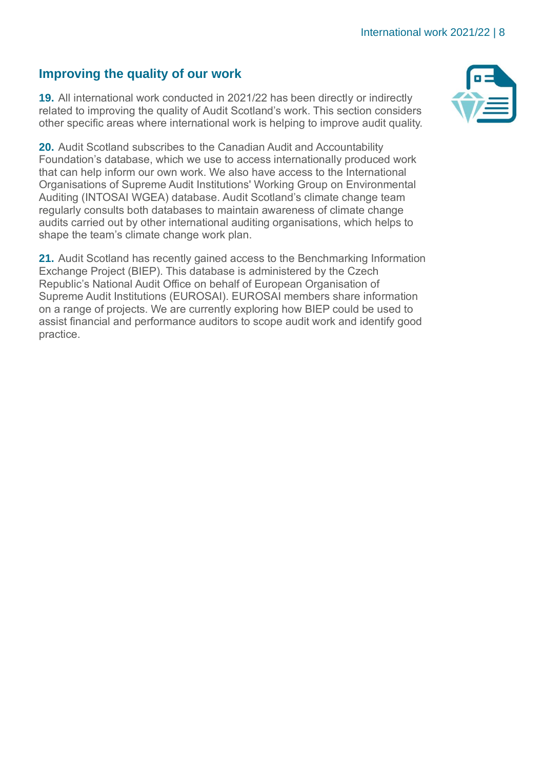## Improving the quality of our work

**19.** All international work conducted in 2021/22 has been directly or indirectly related to improving the quality of Audit Scotland's work. This section considers other specific areas where international work is helping to improve audit quality.

**20.** Audit Scotland subscribes to the Canadian Audit and Accountability Foundation's database, which we use to access internationally produced work that can help inform our own work. We also have access to the International Organisations of Supreme Audit Institutions' Working Group on Environmental Auditing (INTOSAI WGEA) database. Audit Scotland's climate change team regularly consults both databases to maintain awareness of climate change audits carried out by other international auditing organisations, which helps to shape the team's climate change work plan.

**21.** Audit Scotland has recently gained access to the Benchmarking Information Exchange Project (BIEP). This database is administered by the Czech Republic's National Audit Office on behalf of European Organisation of Supreme Audit Institutions (EUROSAI). EUROSAI members share information on a range of projects. We are currently exploring how BIEP could be used to assist financial and performance auditors to scope audit work and identify good practice.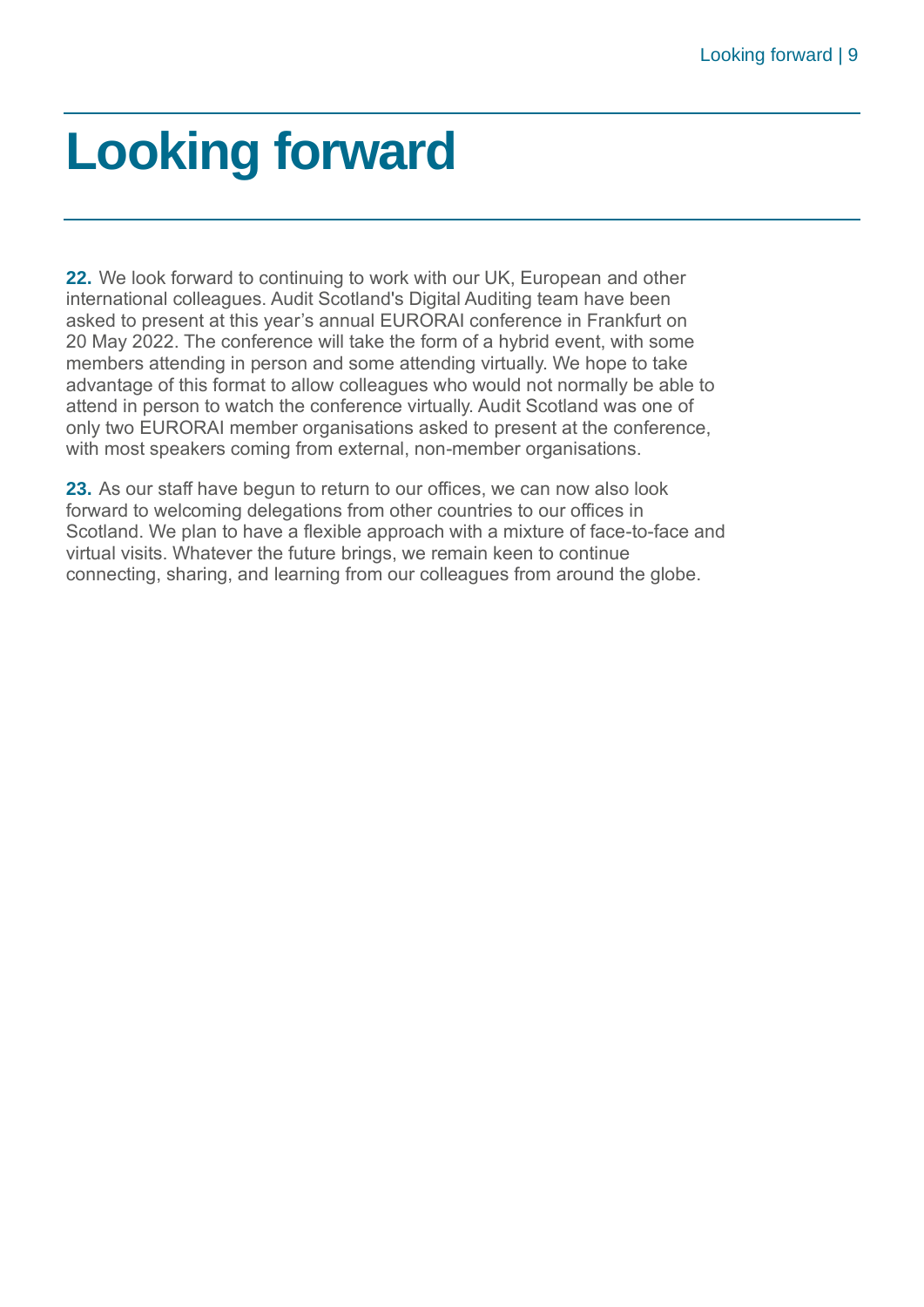# Looking forward

**22.** We look forward to continuing to work with our UK, European and other international colleagues. Audit Scotland's Digital Auditing team have been asked to present at this year's annual EURORAI conference in Frankfurt on 20 May 2022. The conference will take the form of a hybrid event, with some members attending in person and some attending virtually. We hope to take advantage of this format to allow colleagues who would not normally be able to attend in person to watch the conference virtually. Audit Scotland was one of only two EURORAI member organisations asked to present at the conference, with most speakers coming from external, non-member organisations.

**23.** As our staff have begun to return to our offices, we can now also look forward to welcoming delegations from other countries to our offices in Scotland. We plan to have a flexible approach with a mixture of face-to-face and virtual visits. Whatever the future brings, we remain keen to continue connecting, sharing, and learning from our colleagues from around the globe.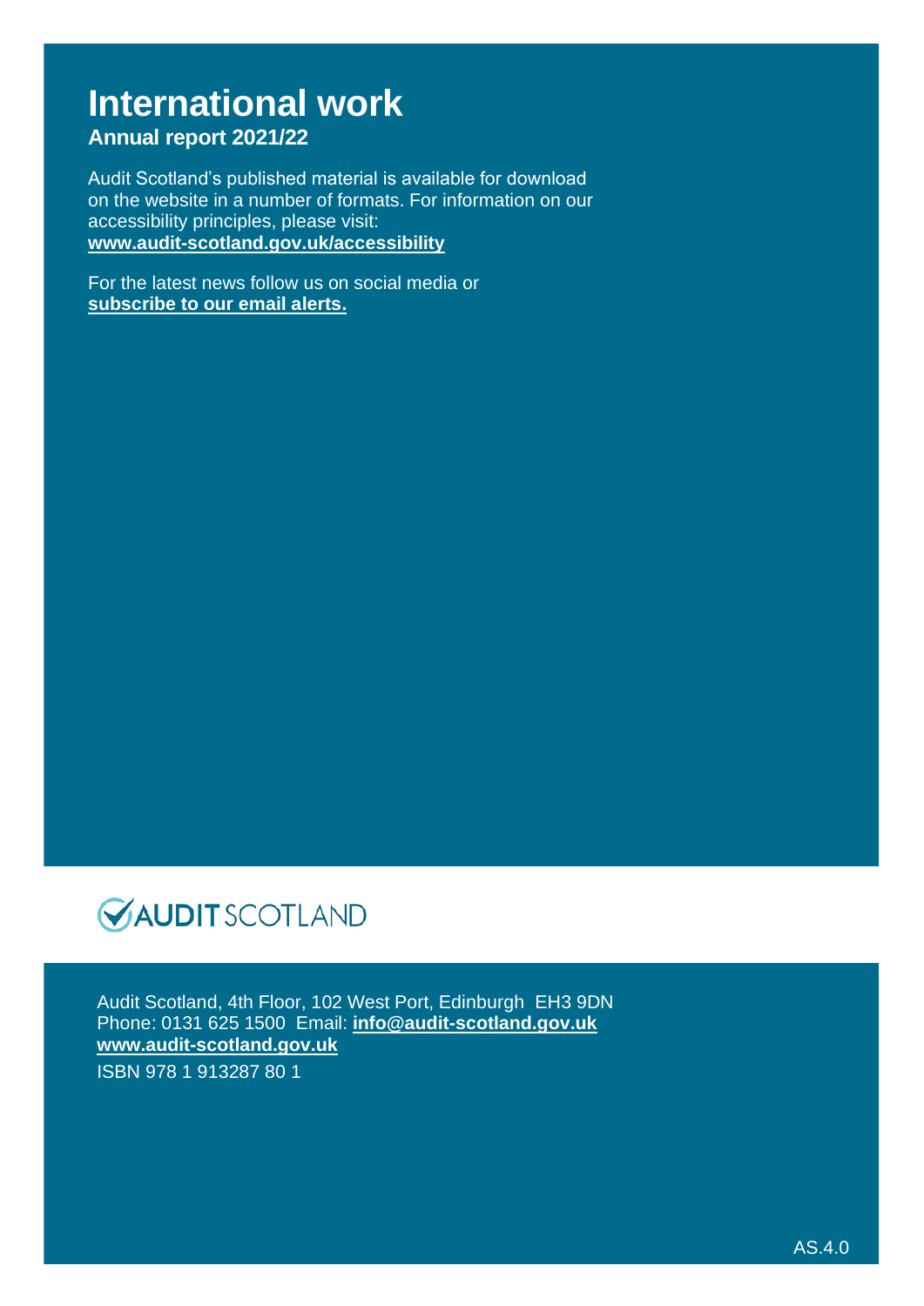# International work

**Annual report 2021/22**

Audit Scotland's published material is available for download on the website in a number of formats. For information on our accessibility principles, please visit: **www.audit-scotland.gov.uk/accessibility**

For the latest news follow us on social media or **subscribe to our email alerts.**

AUDIT SCOTLAND

Audit Scotland, 4th Floor, 102 West Port, Edinburgh EH3 9DN
Phone: 0131 625 1500 Email: **info@audit-scotland.gov.uk**
**www.audit-scotland.gov.uk**

ISBN 978 1 913287 80 1

AS.4.0